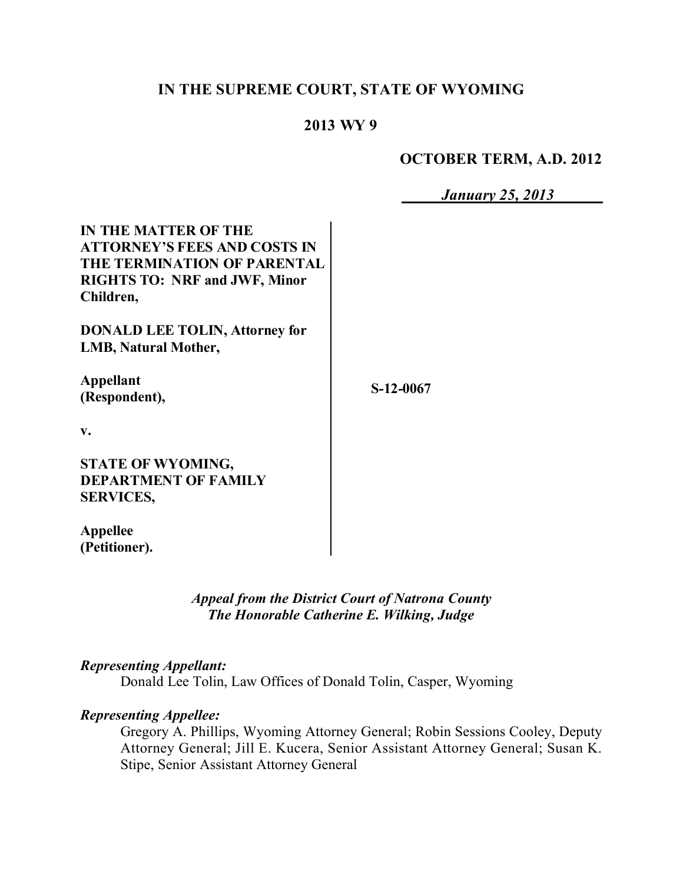# IN THE SUPREME COURT, STATE OF WYOMING

## 2013 WY 9

**OCTOBER TERM, A.D. 2012**

***January 25, 2013***

| | |
|---|---|
| **IN THE MATTER OF THE ATTORNEY'S FEES AND COSTS IN THE TERMINATION OF PARENTAL RIGHTS TO: NRF and JWF, Minor Children,** | |
| **DONALD LEE TOLIN, Attorney for LMB, Natural Mother,** | |
| **Appellant (Respondent),** | **S-12-0067** |
| **v.** | |
| **STATE OF WYOMING, DEPARTMENT OF FAMILY SERVICES,** | |
| **Appellee (Petitioner).** | |

*Appeal from the District Court of Natrona County*
*The Honorable Catherine E. Wilking, Judge*

***Representing Appellant:***
Donald Lee Tolin, Law Offices of Donald Tolin, Casper, Wyoming

***Representing Appellee:***
Gregory A. Phillips, Wyoming Attorney General; Robin Sessions Cooley, Deputy Attorney General; Jill E. Kucera, Senior Assistant Attorney General; Susan K. Stipe, Senior Assistant Attorney General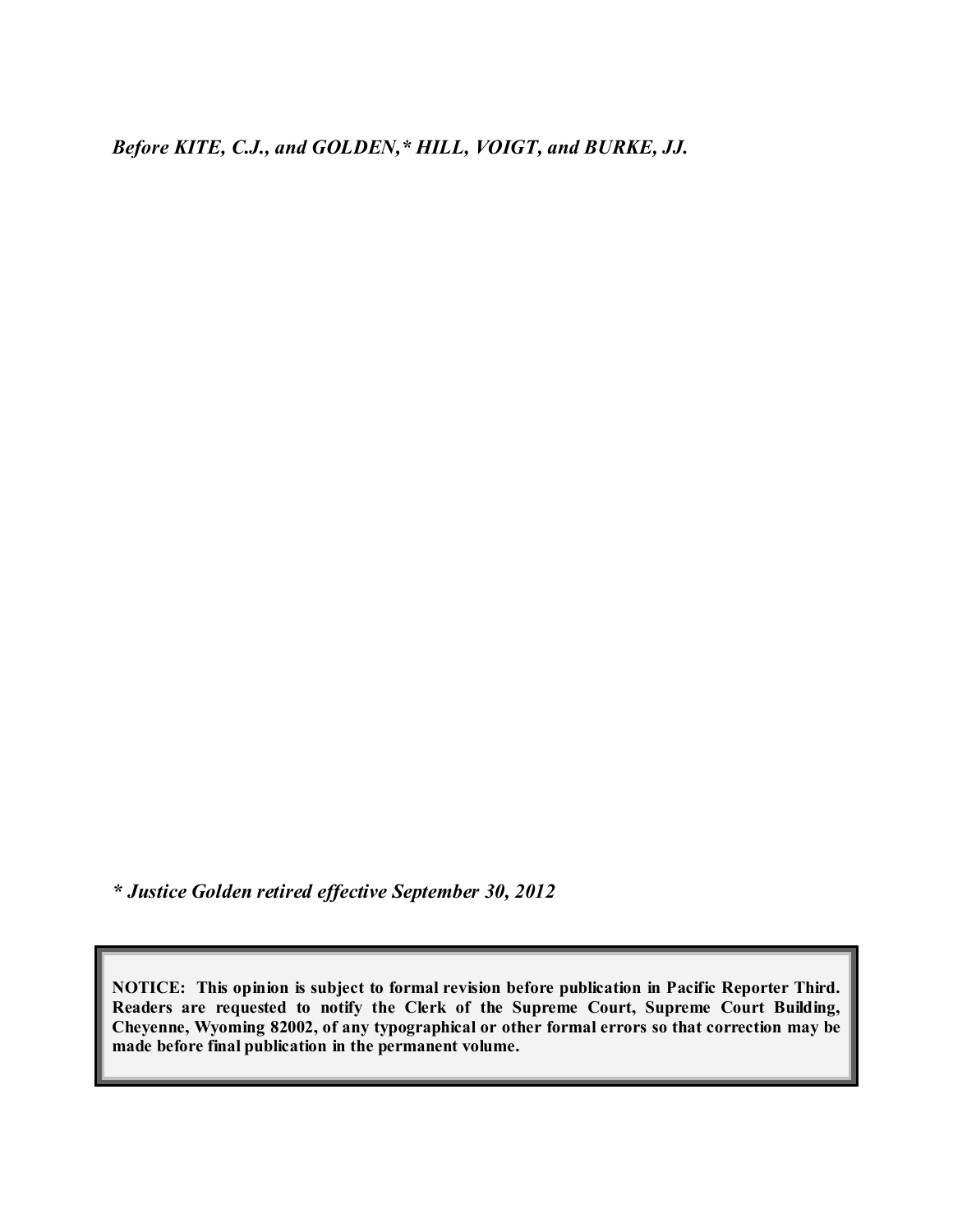*Before KITE, C.J., and GOLDEN,* HILL, VOIGT, and BURKE, JJ.*

*\* Justice Golden retired effective September 30, 2012*

**NOTICE: This opinion is subject to formal revision before publication in Pacific Reporter Third. Readers are requested to notify the Clerk of the Supreme Court, Supreme Court Building, Cheyenne, Wyoming 82002, of any typographical or other formal errors so that correction may be made before final publication in the permanent volume.**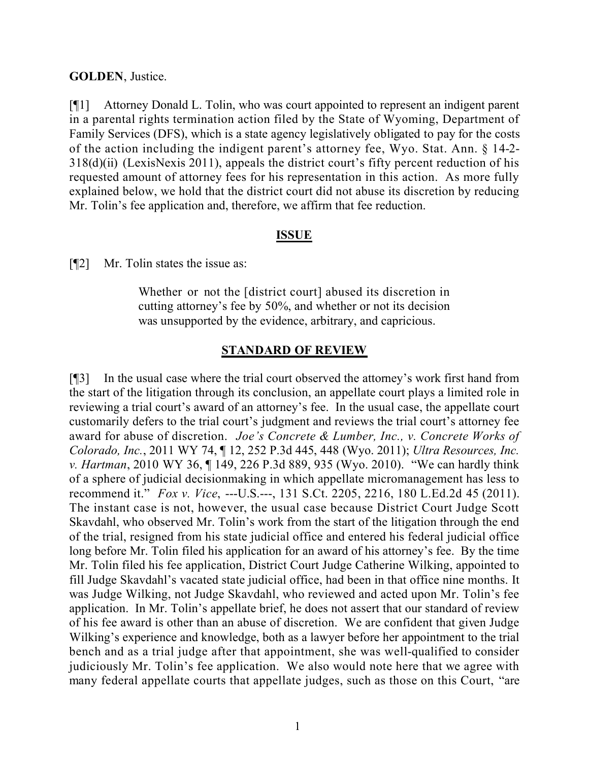**GOLDEN**, Justice.

[¶1] Attorney Donald L. Tolin, who was court appointed to represent an indigent parent in a parental rights termination action filed by the State of Wyoming, Department of Family Services (DFS), which is a state agency legislatively obligated to pay for the costs of the action including the indigent parent's attorney fee, Wyo. Stat. Ann. § 14-2-318(d)(ii) (LexisNexis 2011), appeals the district court's fifty percent reduction of his requested amount of attorney fees for his representation in this action. As more fully explained below, we hold that the district court did not abuse its discretion by reducing Mr. Tolin's fee application and, therefore, we affirm that fee reduction.

## ISSUE

[¶2] Mr. Tolin states the issue as:

> Whether or not the [district court] abused its discretion in cutting attorney's fee by 50%, and whether or not its decision was unsupported by the evidence, arbitrary, and capricious.

## STANDARD OF REVIEW

[¶3] In the usual case where the trial court observed the attorney's work first hand from the start of the litigation through its conclusion, an appellate court plays a limited role in reviewing a trial court's award of an attorney's fee. In the usual case, the appellate court customarily defers to the trial court's judgment and reviews the trial court's attorney fee award for abuse of discretion. *Joe's Concrete & Lumber, Inc., v. Concrete Works of Colorado, Inc.*, 2011 WY 74, ¶ 12, 252 P.3d 445, 448 (Wyo. 2011); *Ultra Resources, Inc. v. Hartman*, 2010 WY 36, ¶ 149, 226 P.3d 889, 935 (Wyo. 2010). "We can hardly think of a sphere of judicial decisionmaking in which appellate micromanagement has less to recommend it." *Fox v. Vice*, ---U.S.---, 131 S.Ct. 2205, 2216, 180 L.Ed.2d 45 (2011). The instant case is not, however, the usual case because District Court Judge Scott Skavdahl, who observed Mr. Tolin's work from the start of the litigation through the end of the trial, resigned from his state judicial office and entered his federal judicial office long before Mr. Tolin filed his application for an award of his attorney's fee. By the time Mr. Tolin filed his fee application, District Court Judge Catherine Wilking, appointed to fill Judge Skavdahl's vacated state judicial office, had been in that office nine months. It was Judge Wilking, not Judge Skavdahl, who reviewed and acted upon Mr. Tolin's fee application. In Mr. Tolin's appellate brief, he does not assert that our standard of review of his fee award is other than an abuse of discretion. We are confident that given Judge Wilking's experience and knowledge, both as a lawyer before her appointment to the trial bench and as a trial judge after that appointment, she was well-qualified to consider judiciously Mr. Tolin's fee application. We also would note here that we agree with many federal appellate courts that appellate judges, such as those on this Court, "are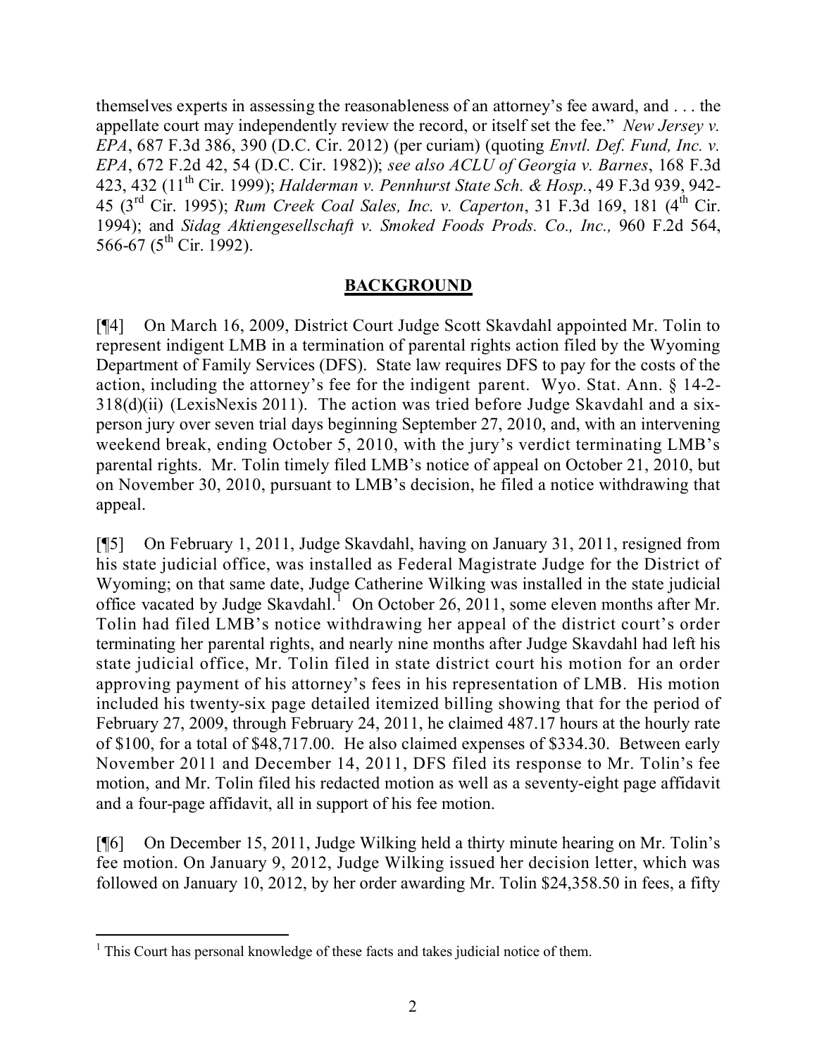themselves experts in assessing the reasonableness of an attorney's fee award, and . . . the appellate court may independently review the record, or itself set the fee." *New Jersey v. EPA*, 687 F.3d 386, 390 (D.C. Cir. 2012) (per curiam) (quoting *Envtl. Def. Fund, Inc. v. EPA*, 672 F.2d 42, 54 (D.C. Cir. 1982)); *see also ACLU of Georgia v. Barnes*, 168 F.3d 423, 432 (11th Cir. 1999); *Halderman v. Pennhurst State Sch. & Hosp.*, 49 F.3d 939, 942-45 (3rd Cir. 1995); *Rum Creek Coal Sales, Inc. v. Caperton*, 31 F.3d 169, 181 (4th Cir. 1994); and *Sidag Aktiengesellschaft v. Smoked Foods Prods. Co., Inc.,* 960 F.2d 564, 566-67 (5th Cir. 1992).

## BACKGROUND

[¶4] On March 16, 2009, District Court Judge Scott Skavdahl appointed Mr. Tolin to represent indigent LMB in a termination of parental rights action filed by the Wyoming Department of Family Services (DFS). State law requires DFS to pay for the costs of the action, including the attorney's fee for the indigent parent. Wyo. Stat. Ann. § 14-2-318(d)(ii) (LexisNexis 2011). The action was tried before Judge Skavdahl and a six-person jury over seven trial days beginning September 27, 2010, and, with an intervening weekend break, ending October 5, 2010, with the jury's verdict terminating LMB's parental rights. Mr. Tolin timely filed LMB's notice of appeal on October 21, 2010, but on November 30, 2010, pursuant to LMB's decision, he filed a notice withdrawing that appeal.

[¶5] On February 1, 2011, Judge Skavdahl, having on January 31, 2011, resigned from his state judicial office, was installed as Federal Magistrate Judge for the District of Wyoming; on that same date, Judge Catherine Wilking was installed in the state judicial office vacated by Judge Skavdahl.[1] On October 26, 2011, some eleven months after Mr. Tolin had filed LMB's notice withdrawing her appeal of the district court's order terminating her parental rights, and nearly nine months after Judge Skavdahl had left his state judicial office, Mr. Tolin filed in state district court his motion for an order approving payment of his attorney's fees in his representation of LMB. His motion included his twenty-six page detailed itemized billing showing that for the period of February 27, 2009, through February 24, 2011, he claimed 487.17 hours at the hourly rate of \$100, for a total of \$48,717.00. He also claimed expenses of \$334.30. Between early November 2011 and December 14, 2011, DFS filed its response to Mr. Tolin's fee motion, and Mr. Tolin filed his redacted motion as well as a seventy-eight page affidavit and a four-page affidavit, all in support of his fee motion.

[¶6] On December 15, 2011, Judge Wilking held a thirty minute hearing on Mr. Tolin's fee motion. On January 9, 2012, Judge Wilking issued her decision letter, which was followed on January 10, 2012, by her order awarding Mr. Tolin \$24,358.50 in fees, a fifty

---

[1] This Court has personal knowledge of these facts and takes judicial notice of them.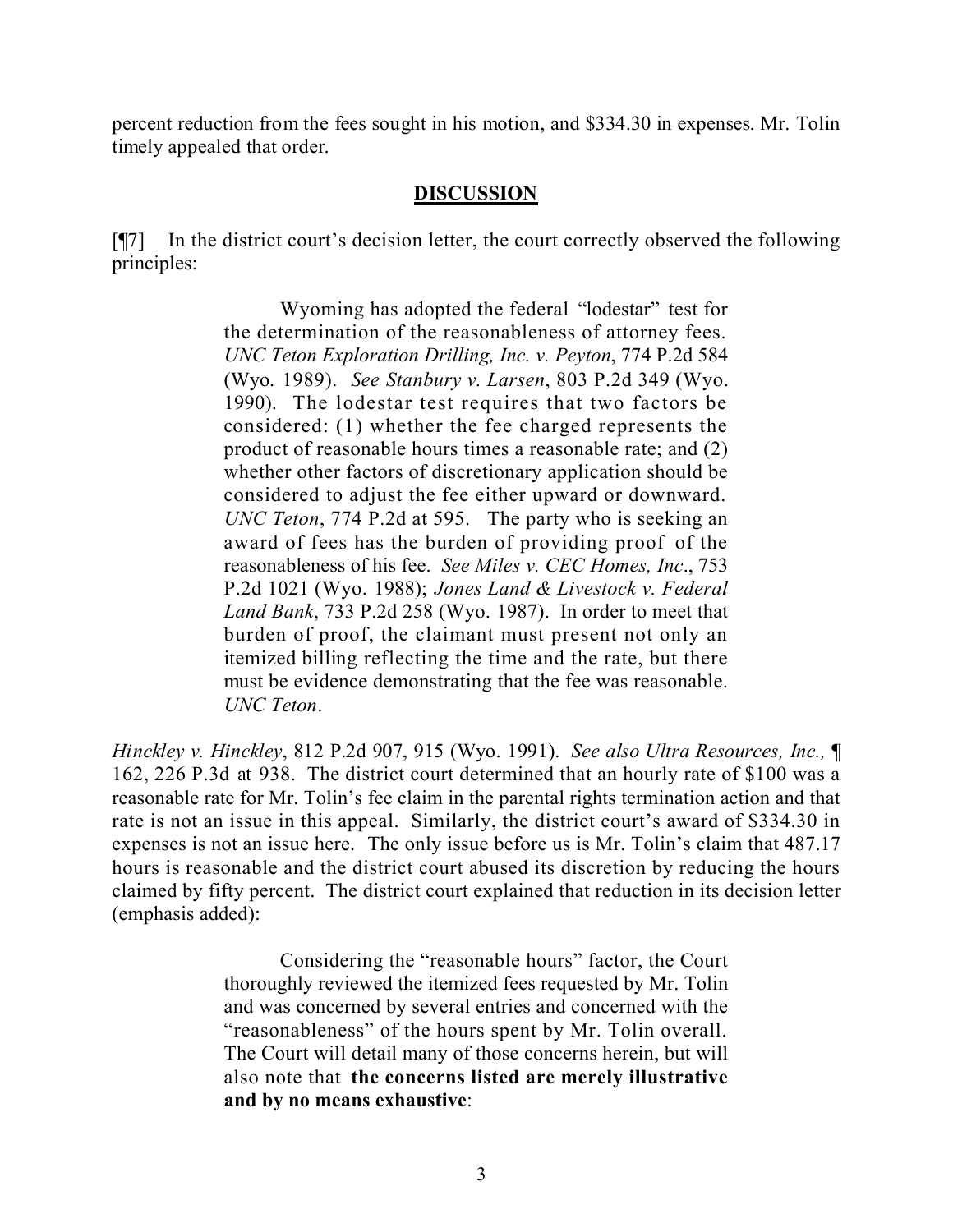percent reduction from the fees sought in his motion, and $334.30 in expenses. Mr. Tolin timely appealed that order.

## DISCUSSION

[¶7] In the district court's decision letter, the court correctly observed the following principles:

> Wyoming has adopted the federal "lodestar" test for the determination of the reasonableness of attorney fees. *UNC Teton Exploration Drilling, Inc. v. Peyton*, 774 P.2d 584 (Wyo. 1989). *See Stanbury v. Larsen*, 803 P.2d 349 (Wyo. 1990). The lodestar test requires that two factors be considered: (1) whether the fee charged represents the product of reasonable hours times a reasonable rate; and (2) whether other factors of discretionary application should be considered to adjust the fee either upward or downward. *UNC Teton*, 774 P.2d at 595. The party who is seeking an award of fees has the burden of providing proof of the reasonableness of his fee. *See Miles v. CEC Homes, Inc*., 753 P.2d 1021 (Wyo. 1988); *Jones Land & Livestock v. Federal Land Bank*, 733 P.2d 258 (Wyo. 1987). In order to meet that burden of proof, the claimant must present not only an itemized billing reflecting the time and the rate, but there must be evidence demonstrating that the fee was reasonable. *UNC Teton*.

*Hinckley v. Hinckley*, 812 P.2d 907, 915 (Wyo. 1991). *See also Ultra Resources, Inc.,* ¶ 162, 226 P.3d at 938. The district court determined that an hourly rate of $100 was a reasonable rate for Mr. Tolin's fee claim in the parental rights termination action and that rate is not an issue in this appeal. Similarly, the district court's award of $334.30 in expenses is not an issue here. The only issue before us is Mr. Tolin's claim that 487.17 hours is reasonable and the district court abused its discretion by reducing the hours claimed by fifty percent. The district court explained that reduction in its decision letter (emphasis added):

> Considering the "reasonable hours" factor, the Court thoroughly reviewed the itemized fees requested by Mr. Tolin and was concerned by several entries and concerned with the "reasonableness" of the hours spent by Mr. Tolin overall. The Court will detail many of those concerns herein, but will also note that **the concerns listed are merely illustrative and by no means exhaustive**: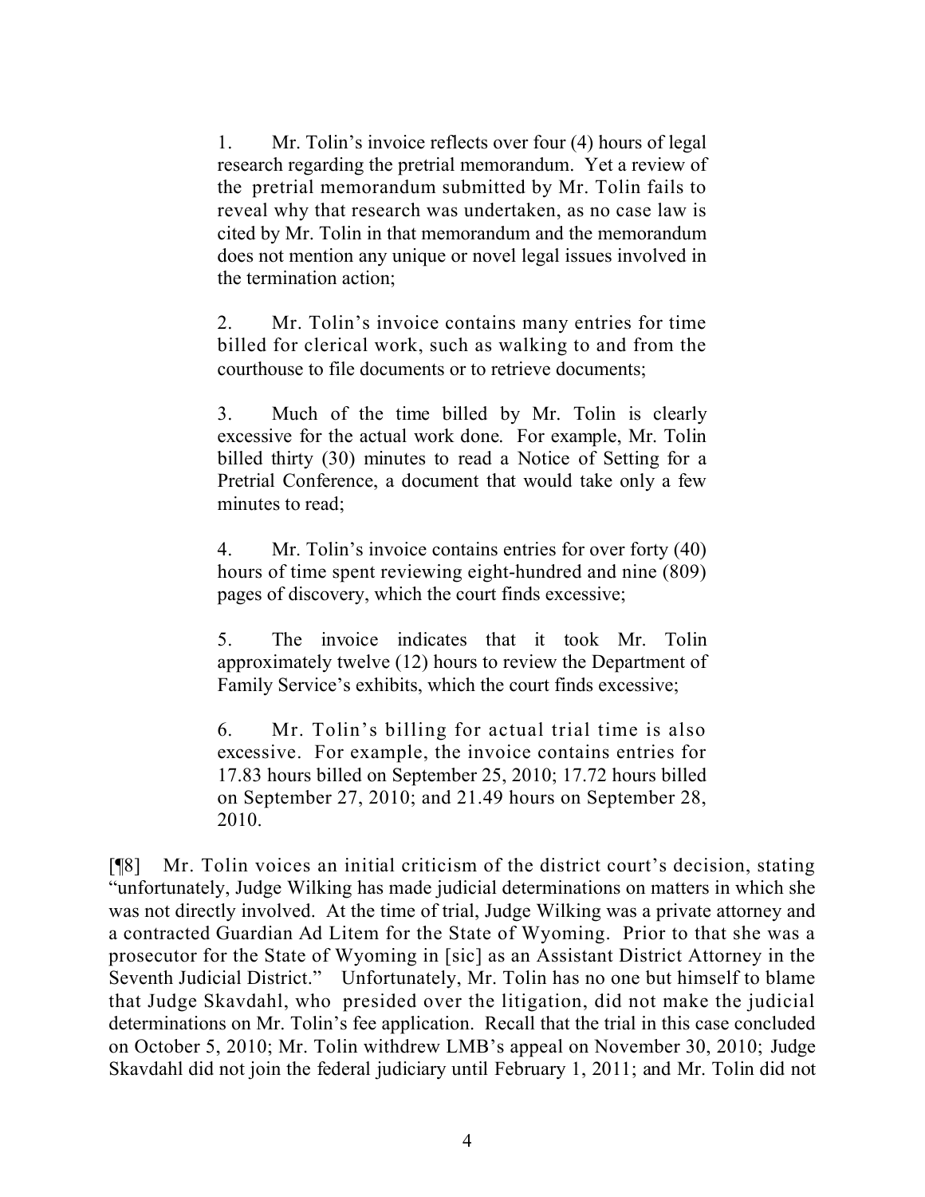1. Mr. Tolin's invoice reflects over four (4) hours of legal research regarding the pretrial memorandum. Yet a review of the pretrial memorandum submitted by Mr. Tolin fails to reveal why that research was undertaken, as no case law is cited by Mr. Tolin in that memorandum and the memorandum does not mention any unique or novel legal issues involved in the termination action;

2. Mr. Tolin's invoice contains many entries for time billed for clerical work, such as walking to and from the courthouse to file documents or to retrieve documents;

3. Much of the time billed by Mr. Tolin is clearly excessive for the actual work done. For example, Mr. Tolin billed thirty (30) minutes to read a Notice of Setting for a Pretrial Conference, a document that would take only a few minutes to read;

4. Mr. Tolin's invoice contains entries for over forty (40) hours of time spent reviewing eight-hundred and nine (809) pages of discovery, which the court finds excessive;

5. The invoice indicates that it took Mr. Tolin approximately twelve (12) hours to review the Department of Family Service's exhibits, which the court finds excessive;

6. Mr. Tolin's billing for actual trial time is also excessive. For example, the invoice contains entries for 17.83 hours billed on September 25, 2010; 17.72 hours billed on September 27, 2010; and 21.49 hours on September 28, 2010.

[¶8] Mr. Tolin voices an initial criticism of the district court's decision, stating "unfortunately, Judge Wilking has made judicial determinations on matters in which she was not directly involved. At the time of trial, Judge Wilking was a private attorney and a contracted Guardian Ad Litem for the State of Wyoming. Prior to that she was a prosecutor for the State of Wyoming in [sic] as an Assistant District Attorney in the Seventh Judicial District." Unfortunately, Mr. Tolin has no one but himself to blame that Judge Skavdahl, who presided over the litigation, did not make the judicial determinations on Mr. Tolin's fee application. Recall that the trial in this case concluded on October 5, 2010; Mr. Tolin withdrew LMB's appeal on November 30, 2010; Judge Skavdahl did not join the federal judiciary until February 1, 2011; and Mr. Tolin did not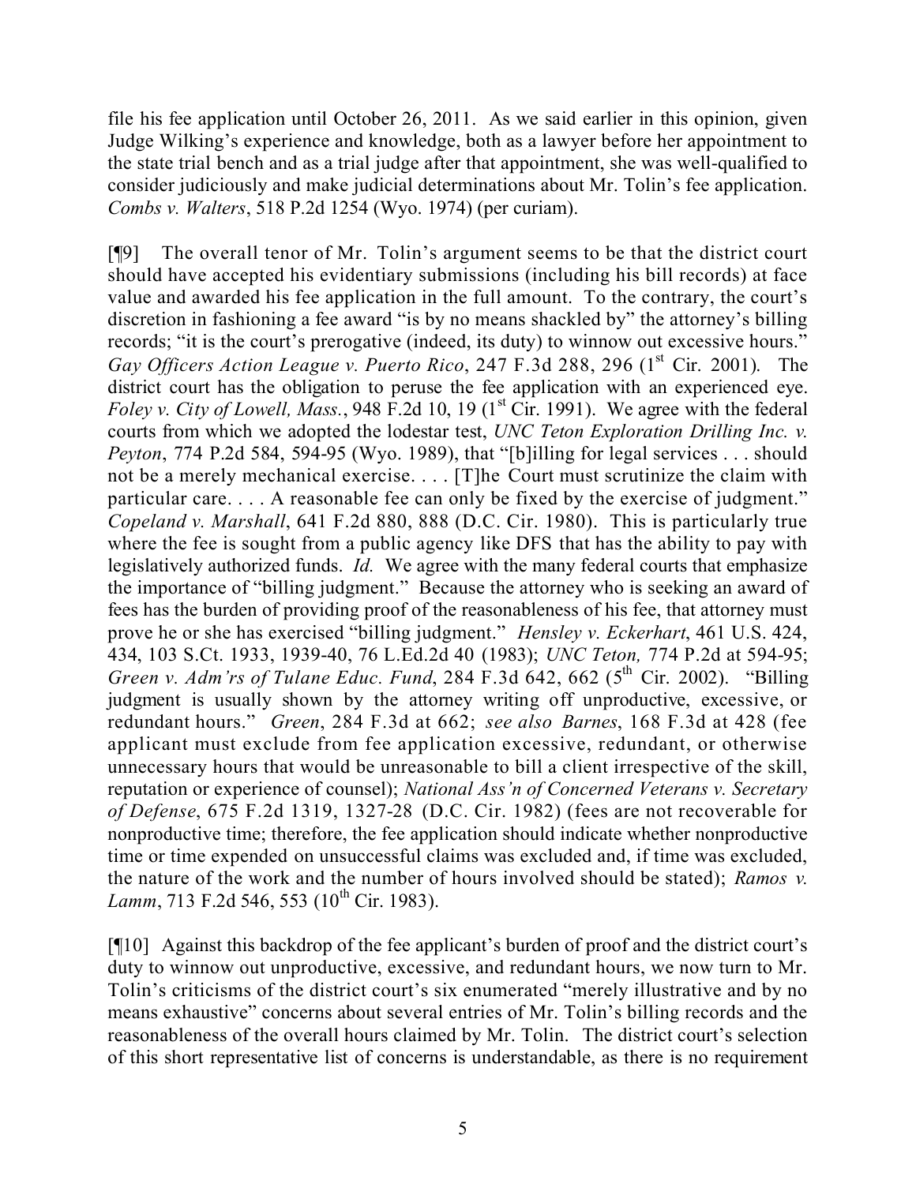file his fee application until October 26, 2011. As we said earlier in this opinion, given Judge Wilking's experience and knowledge, both as a lawyer before her appointment to the state trial bench and as a trial judge after that appointment, she was well-qualified to consider judiciously and make judicial determinations about Mr. Tolin's fee application. *Combs v. Walters*, 518 P.2d 1254 (Wyo. 1974) (per curiam).

[¶9] The overall tenor of Mr. Tolin's argument seems to be that the district court should have accepted his evidentiary submissions (including his bill records) at face value and awarded his fee application in the full amount. To the contrary, the court's discretion in fashioning a fee award "is by no means shackled by" the attorney's billing records; "it is the court's prerogative (indeed, its duty) to winnow out excessive hours." *Gay Officers Action League v. Puerto Rico*, 247 F.3d 288, 296 (1st Cir. 2001). The district court has the obligation to peruse the fee application with an experienced eye. *Foley v. City of Lowell, Mass.*, 948 F.2d 10, 19 (1st Cir. 1991). We agree with the federal courts from which we adopted the lodestar test, *UNC Teton Exploration Drilling Inc. v. Peyton*, 774 P.2d 584, 594-95 (Wyo. 1989), that "[b]illing for legal services . . . should not be a merely mechanical exercise. . . . [T]he Court must scrutinize the claim with particular care. . . . A reasonable fee can only be fixed by the exercise of judgment." *Copeland v. Marshall*, 641 F.2d 880, 888 (D.C. Cir. 1980). This is particularly true where the fee is sought from a public agency like DFS that has the ability to pay with legislatively authorized funds. *Id.* We agree with the many federal courts that emphasize the importance of "billing judgment." Because the attorney who is seeking an award of fees has the burden of providing proof of the reasonableness of his fee, that attorney must prove he or she has exercised "billing judgment." *Hensley v. Eckerhart*, 461 U.S. 424, 434, 103 S.Ct. 1933, 1939-40, 76 L.Ed.2d 40 (1983); *UNC Teton,* 774 P.2d at 594-95; *Green v. Adm'rs of Tulane Educ. Fund*, 284 F.3d 642, 662 (5th Cir. 2002). "Billing judgment is usually shown by the attorney writing off unproductive, excessive, or redundant hours." *Green*, 284 F.3d at 662; *see also Barnes*, 168 F.3d at 428 (fee applicant must exclude from fee application excessive, redundant, or otherwise unnecessary hours that would be unreasonable to bill a client irrespective of the skill, reputation or experience of counsel); *National Ass'n of Concerned Veterans v. Secretary of Defense*, 675 F.2d 1319, 1327-28 (D.C. Cir. 1982) (fees are not recoverable for nonproductive time; therefore, the fee application should indicate whether nonproductive time or time expended on unsuccessful claims was excluded and, if time was excluded, the nature of the work and the number of hours involved should be stated); *Ramos v. Lamm*, 713 F.2d 546, 553 (10th Cir. 1983).

[¶10] Against this backdrop of the fee applicant's burden of proof and the district court's duty to winnow out unproductive, excessive, and redundant hours, we now turn to Mr. Tolin's criticisms of the district court's six enumerated "merely illustrative and by no means exhaustive" concerns about several entries of Mr. Tolin's billing records and the reasonableness of the overall hours claimed by Mr. Tolin. The district court's selection of this short representative list of concerns is understandable, as there is no requirement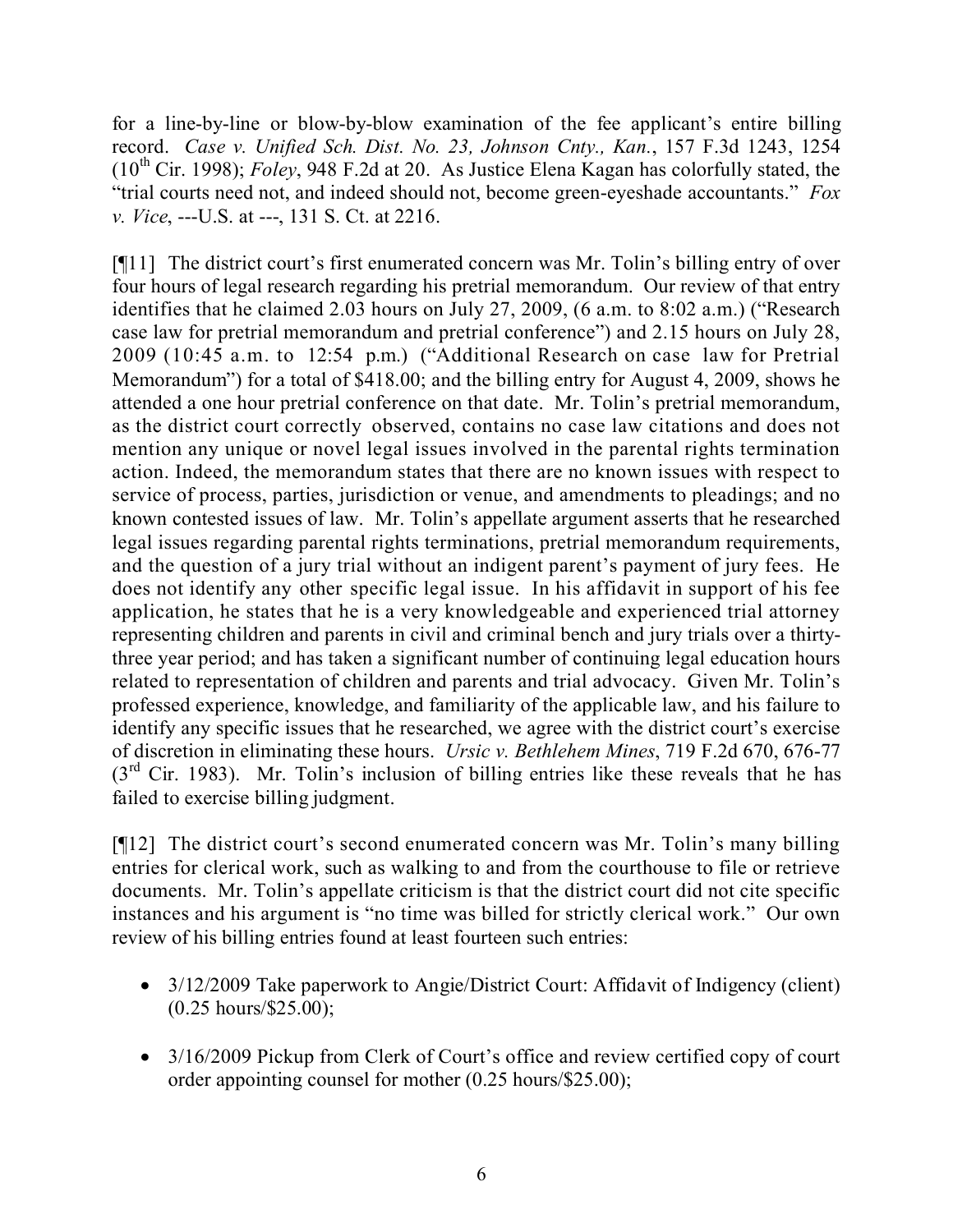for a line-by-line or blow-by-blow examination of the fee applicant's entire billing record. *Case v. Unified Sch. Dist. No. 23, Johnson Cnty., Kan.*, 157 F.3d 1243, 1254 (10th Cir. 1998); *Foley*, 948 F.2d at 20. As Justice Elena Kagan has colorfully stated, the "trial courts need not, and indeed should not, become green-eyeshade accountants." *Fox v. Vice*, ---U.S. at ---, 131 S. Ct. at 2216.

[¶11] The district court's first enumerated concern was Mr. Tolin's billing entry of over four hours of legal research regarding his pretrial memorandum. Our review of that entry identifies that he claimed 2.03 hours on July 27, 2009, (6 a.m. to 8:02 a.m.) ("Research case law for pretrial memorandum and pretrial conference") and 2.15 hours on July 28, 2009 (10:45 a.m. to 12:54 p.m.) ("Additional Research on case law for Pretrial Memorandum") for a total of $418.00; and the billing entry for August 4, 2009, shows he attended a one hour pretrial conference on that date. Mr. Tolin's pretrial memorandum, as the district court correctly observed, contains no case law citations and does not mention any unique or novel legal issues involved in the parental rights termination action. Indeed, the memorandum states that there are no known issues with respect to service of process, parties, jurisdiction or venue, and amendments to pleadings; and no known contested issues of law. Mr. Tolin's appellate argument asserts that he researched legal issues regarding parental rights terminations, pretrial memorandum requirements, and the question of a jury trial without an indigent parent's payment of jury fees. He does not identify any other specific legal issue. In his affidavit in support of his fee application, he states that he is a very knowledgeable and experienced trial attorney representing children and parents in civil and criminal bench and jury trials over a thirty-three year period; and has taken a significant number of continuing legal education hours related to representation of children and parents and trial advocacy. Given Mr. Tolin's professed experience, knowledge, and familiarity of the applicable law, and his failure to identify any specific issues that he researched, we agree with the district court's exercise of discretion in eliminating these hours. *Ursic v. Bethlehem Mines*, 719 F.2d 670, 676-77 (3rd Cir. 1983). Mr. Tolin's inclusion of billing entries like these reveals that he has failed to exercise billing judgment.

[¶12] The district court's second enumerated concern was Mr. Tolin's many billing entries for clerical work, such as walking to and from the courthouse to file or retrieve documents. Mr. Tolin's appellate criticism is that the district court did not cite specific instances and his argument is "no time was billed for strictly clerical work." Our own review of his billing entries found at least fourteen such entries:

- 3/12/2009 Take paperwork to Angie/District Court: Affidavit of Indigency (client) (0.25 hours/$25.00);
- 3/16/2009 Pickup from Clerk of Court's office and review certified copy of court order appointing counsel for mother (0.25 hours/$25.00);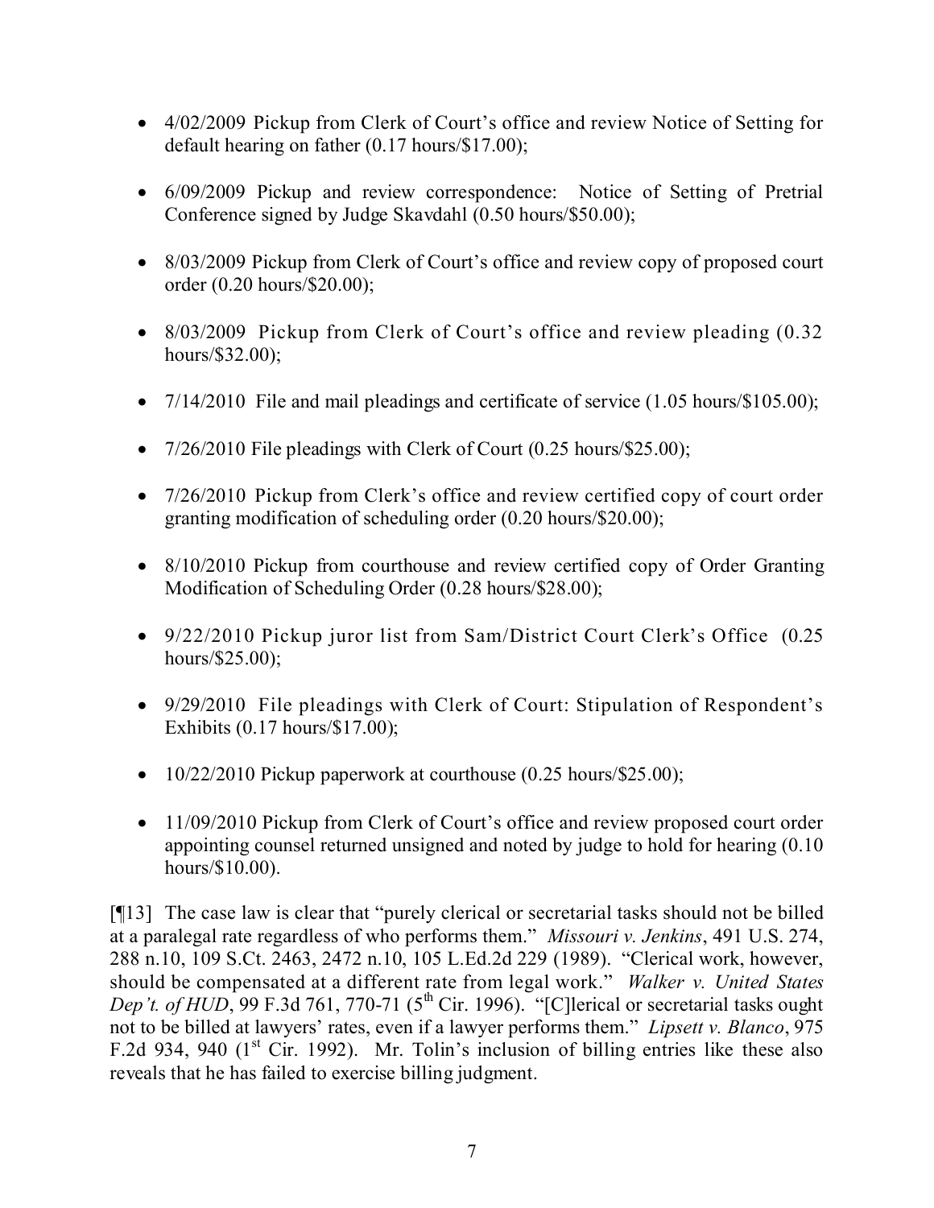- 4/02/2009 Pickup from Clerk of Court's office and review Notice of Setting for default hearing on father (0.17 hours/$17.00);

- 6/09/2009 Pickup and review correspondence: Notice of Setting of Pretrial Conference signed by Judge Skavdahl (0.50 hours/$50.00);

- 8/03/2009 Pickup from Clerk of Court's office and review copy of proposed court order (0.20 hours/$20.00);

- 8/03/2009 Pickup from Clerk of Court's office and review pleading (0.32 hours/$32.00);

- 7/14/2010 File and mail pleadings and certificate of service (1.05 hours/$105.00);

- 7/26/2010 File pleadings with Clerk of Court (0.25 hours/$25.00);

- 7/26/2010 Pickup from Clerk's office and review certified copy of court order granting modification of scheduling order (0.20 hours/$20.00);

- 8/10/2010 Pickup from courthouse and review certified copy of Order Granting Modification of Scheduling Order (0.28 hours/$28.00);

- 9/22/2010 Pickup juror list from Sam/District Court Clerk's Office (0.25 hours/$25.00);

- 9/29/2010 File pleadings with Clerk of Court: Stipulation of Respondent's Exhibits (0.17 hours/$17.00);

- 10/22/2010 Pickup paperwork at courthouse (0.25 hours/$25.00);

- 11/09/2010 Pickup from Clerk of Court's office and review proposed court order appointing counsel returned unsigned and noted by judge to hold for hearing (0.10 hours/$10.00).

[¶13] The case law is clear that "purely clerical or secretarial tasks should not be billed at a paralegal rate regardless of who performs them." *Missouri v. Jenkins*, 491 U.S. 274, 288 n.10, 109 S.Ct. 2463, 2472 n.10, 105 L.Ed.2d 229 (1989). "Clerical work, however, should be compensated at a different rate from legal work." *Walker v. United States Dep't. of HUD*, 99 F.3d 761, 770-71 (5th Cir. 1996). "[C]lerical or secretarial tasks ought not to be billed at lawyers' rates, even if a lawyer performs them." *Lipsett v. Blanco*, 975 F.2d 934, 940 (1st Cir. 1992). Mr. Tolin's inclusion of billing entries like these also reveals that he has failed to exercise billing judgment.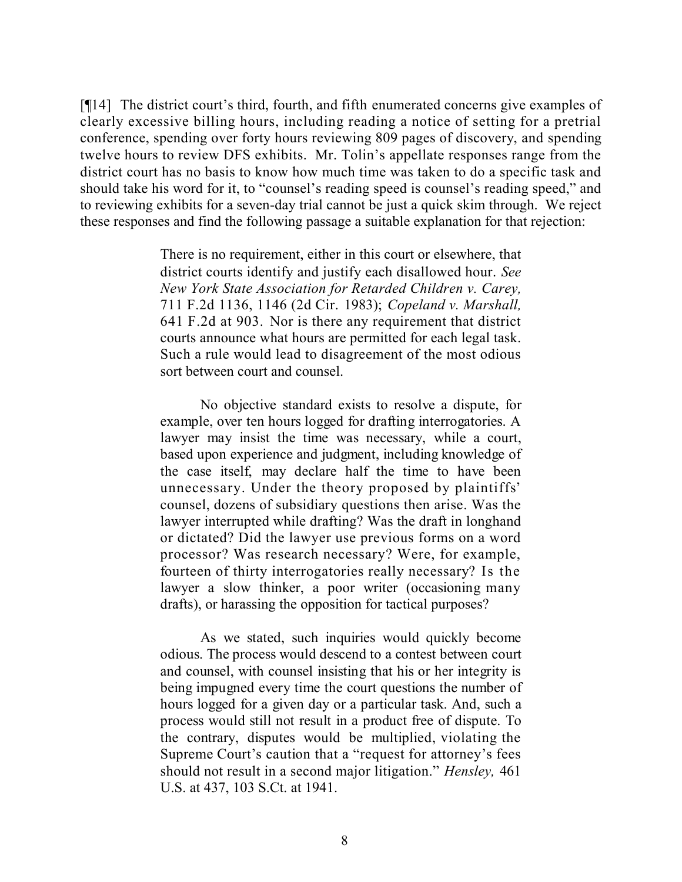[¶14] The district court's third, fourth, and fifth enumerated concerns give examples of clearly excessive billing hours, including reading a notice of setting for a pretrial conference, spending over forty hours reviewing 809 pages of discovery, and spending twelve hours to review DFS exhibits. Mr. Tolin's appellate responses range from the district court has no basis to know how much time was taken to do a specific task and should take his word for it, to "counsel's reading speed is counsel's reading speed," and to reviewing exhibits for a seven-day trial cannot be just a quick skim through. We reject these responses and find the following passage a suitable explanation for that rejection:

> There is no requirement, either in this court or elsewhere, that district courts identify and justify each disallowed hour. *See New York State Association for Retarded Children v. Carey,* 711 F.2d 1136, 1146 (2d Cir. 1983); *Copeland v. Marshall,* 641 F.2d at 903. Nor is there any requirement that district courts announce what hours are permitted for each legal task. Such a rule would lead to disagreement of the most odious sort between court and counsel.
>
> No objective standard exists to resolve a dispute, for example, over ten hours logged for drafting interrogatories. A lawyer may insist the time was necessary, while a court, based upon experience and judgment, including knowledge of the case itself, may declare half the time to have been unnecessary. Under the theory proposed by plaintiffs' counsel, dozens of subsidiary questions then arise. Was the lawyer interrupted while drafting? Was the draft in longhand or dictated? Did the lawyer use previous forms on a word processor? Was research necessary? Were, for example, fourteen of thirty interrogatories really necessary? Is the lawyer a slow thinker, a poor writer (occasioning many drafts), or harassing the opposition for tactical purposes?
>
> As we stated, such inquiries would quickly become odious. The process would descend to a contest between court and counsel, with counsel insisting that his or her integrity is being impugned every time the court questions the number of hours logged for a given day or a particular task. And, such a process would still not result in a product free of dispute. To the contrary, disputes would be multiplied, violating the Supreme Court's caution that a "request for attorney's fees should not result in a second major litigation." *Hensley,* 461 U.S. at 437, 103 S.Ct. at 1941.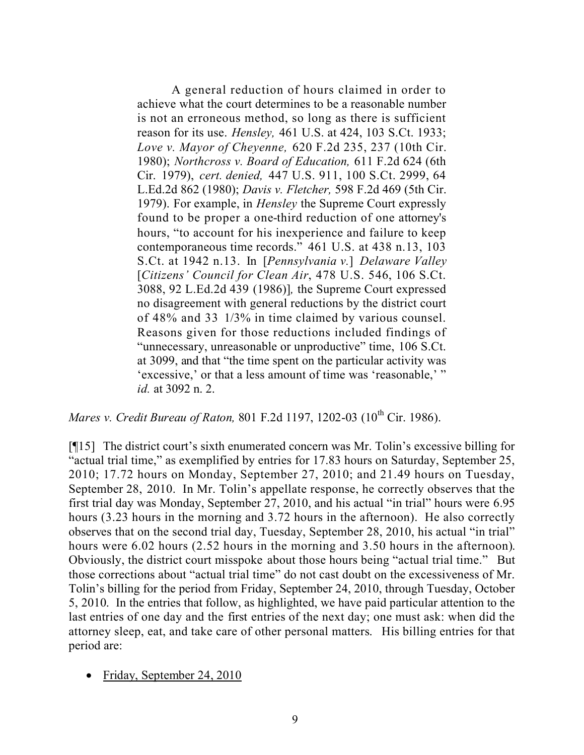> A general reduction of hours claimed in order to achieve what the court determines to be a reasonable number is not an erroneous method, so long as there is sufficient reason for its use. *Hensley,* 461 U.S. at 424, 103 S.Ct. 1933; *Love v. Mayor of Cheyenne,* 620 F.2d 235, 237 (10th Cir. 1980); *Northcross v. Board of Education,* 611 F.2d 624 (6th Cir. 1979), *cert. denied,* 447 U.S. 911, 100 S.Ct. 2999, 64 L.Ed.2d 862 (1980); *Davis v. Fletcher,* 598 F.2d 469 (5th Cir. 1979). For example, in *Hensley* the Supreme Court expressly found to be proper a one-third reduction of one attorney's hours, "to account for his inexperience and failure to keep contemporaneous time records." 461 U.S. at 438 n.13, 103 S.Ct. at 1942 n.13. In [*Pennsylvania v.*] *Delaware Valley* [*Citizens' Council for Clean Air*, 478 U.S. 546, 106 S.Ct. 3088, 92 L.Ed.2d 439 (1986)]*,* the Supreme Court expressed no disagreement with general reductions by the district court of 48% and 33 1/3% in time claimed by various counsel. Reasons given for those reductions included findings of "unnecessary, unreasonable or unproductive" time, 106 S.Ct. at 3099, and that "the time spent on the particular activity was 'excessive,' or that a less amount of time was 'reasonable,' " *id.* at 3092 n. 2.

*Mares v. Credit Bureau of Raton,* 801 F.2d 1197, 1202-03 (10th Cir. 1986).

[¶15] The district court's sixth enumerated concern was Mr. Tolin's excessive billing for "actual trial time," as exemplified by entries for 17.83 hours on Saturday, September 25, 2010; 17.72 hours on Monday, September 27, 2010; and 21.49 hours on Tuesday, September 28, 2010. In Mr. Tolin's appellate response, he correctly observes that the first trial day was Monday, September 27, 2010, and his actual "in trial" hours were 6.95 hours (3.23 hours in the morning and 3.72 hours in the afternoon). He also correctly observes that on the second trial day, Tuesday, September 28, 2010, his actual "in trial" hours were 6.02 hours (2.52 hours in the morning and 3.50 hours in the afternoon). Obviously, the district court misspoke about those hours being "actual trial time." But those corrections about "actual trial time" do not cast doubt on the excessiveness of Mr. Tolin's billing for the period from Friday, September 24, 2010, through Tuesday, October 5, 2010. In the entries that follow, as highlighted, we have paid particular attention to the last entries of one day and the first entries of the next day; one must ask: when did the attorney sleep, eat, and take care of other personal matters. His billing entries for that period are:

- Friday, September 24, 2010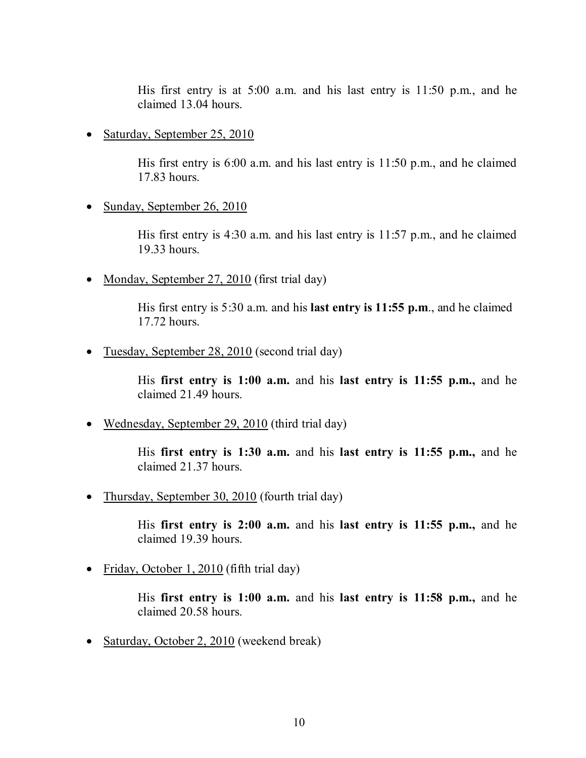His first entry is at 5:00 a.m. and his last entry is 11:50 p.m., and he claimed 13.04 hours.

- Saturday, September 25, 2010

  His first entry is 6:00 a.m. and his last entry is 11:50 p.m., and he claimed 17.83 hours.

- Sunday, September 26, 2010

  His first entry is 4:30 a.m. and his last entry is 11:57 p.m., and he claimed 19.33 hours.

- Monday, September 27, 2010 (first trial day)

  His first entry is 5:30 a.m. and his **last entry is 11:55 p.m**., and he claimed 17.72 hours.

- Tuesday, September 28, 2010 (second trial day)

  His **first entry is 1:00 a.m.** and his **last entry is 11:55 p.m.,** and he claimed 21.49 hours.

- Wednesday, September 29, 2010 (third trial day)

  His **first entry is 1:30 a.m.** and his **last entry is 11:55 p.m.,** and he claimed 21.37 hours.

- Thursday, September 30, 2010 (fourth trial day)

  His **first entry is 2:00 a.m.** and his **last entry is 11:55 p.m.,** and he claimed 19.39 hours.

- Friday, October 1, 2010 (fifth trial day)

  His **first entry is 1:00 a.m.** and his **last entry is 11:58 p.m.,** and he claimed 20.58 hours.

- Saturday, October 2, 2010 (weekend break)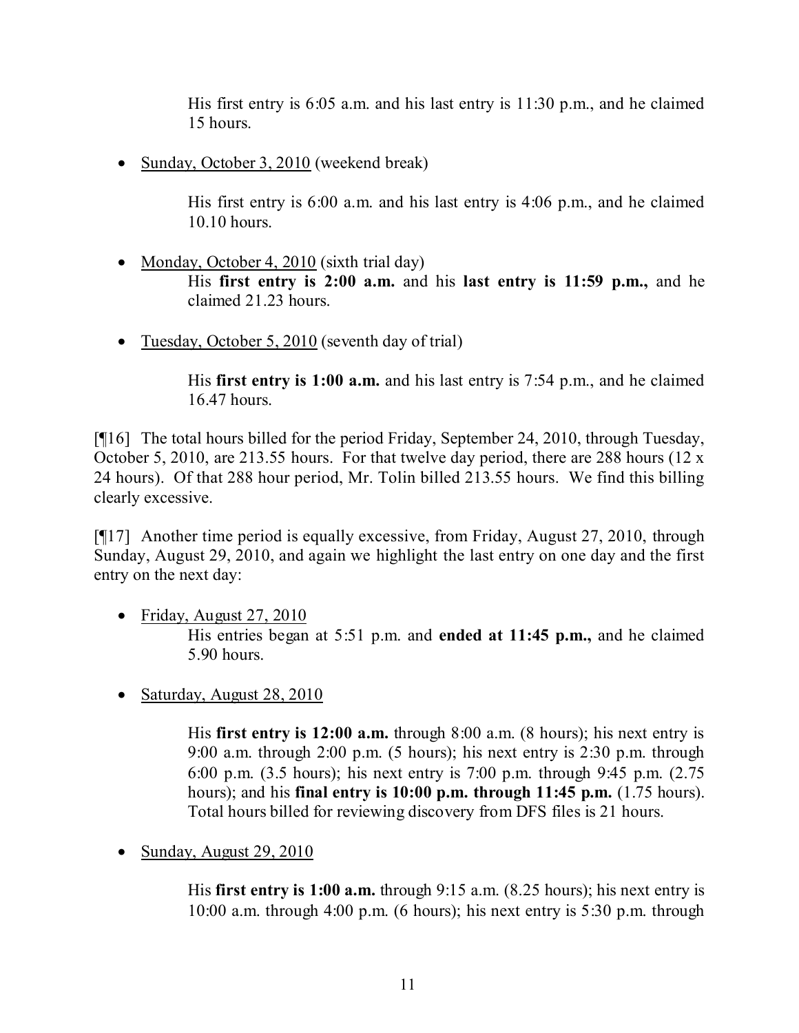His first entry is 6:05 a.m. and his last entry is 11:30 p.m., and he claimed 15 hours.

- Sunday, October 3, 2010 (weekend break)

  His first entry is 6:00 a.m. and his last entry is 4:06 p.m., and he claimed 10.10 hours.

- Monday, October 4, 2010 (sixth trial day)

  His **first entry is 2:00 a.m.** and his **last entry is 11:59 p.m.,** and he claimed 21.23 hours.

- Tuesday, October 5, 2010 (seventh day of trial)

  His **first entry is 1:00 a.m.** and his last entry is 7:54 p.m., and he claimed 16.47 hours.

[¶16] The total hours billed for the period Friday, September 24, 2010, through Tuesday, October 5, 2010, are 213.55 hours. For that twelve day period, there are 288 hours (12 x 24 hours). Of that 288 hour period, Mr. Tolin billed 213.55 hours. We find this billing clearly excessive.

[¶17] Another time period is equally excessive, from Friday, August 27, 2010, through Sunday, August 29, 2010, and again we highlight the last entry on one day and the first entry on the next day:

- Friday, August 27, 2010

  His entries began at 5:51 p.m. and **ended at 11:45 p.m.,** and he claimed 5.90 hours.

- Saturday, August 28, 2010

  His **first entry is 12:00 a.m.** through 8:00 a.m. (8 hours); his next entry is 9:00 a.m. through 2:00 p.m. (5 hours); his next entry is 2:30 p.m. through 6:00 p.m. (3.5 hours); his next entry is 7:00 p.m. through 9:45 p.m. (2.75 hours); and his **final entry is 10:00 p.m. through 11:45 p.m.** (1.75 hours). Total hours billed for reviewing discovery from DFS files is 21 hours.

- Sunday, August 29, 2010

  His **first entry is 1:00 a.m.** through 9:15 a.m. (8.25 hours); his next entry is 10:00 a.m. through 4:00 p.m. (6 hours); his next entry is 5:30 p.m. through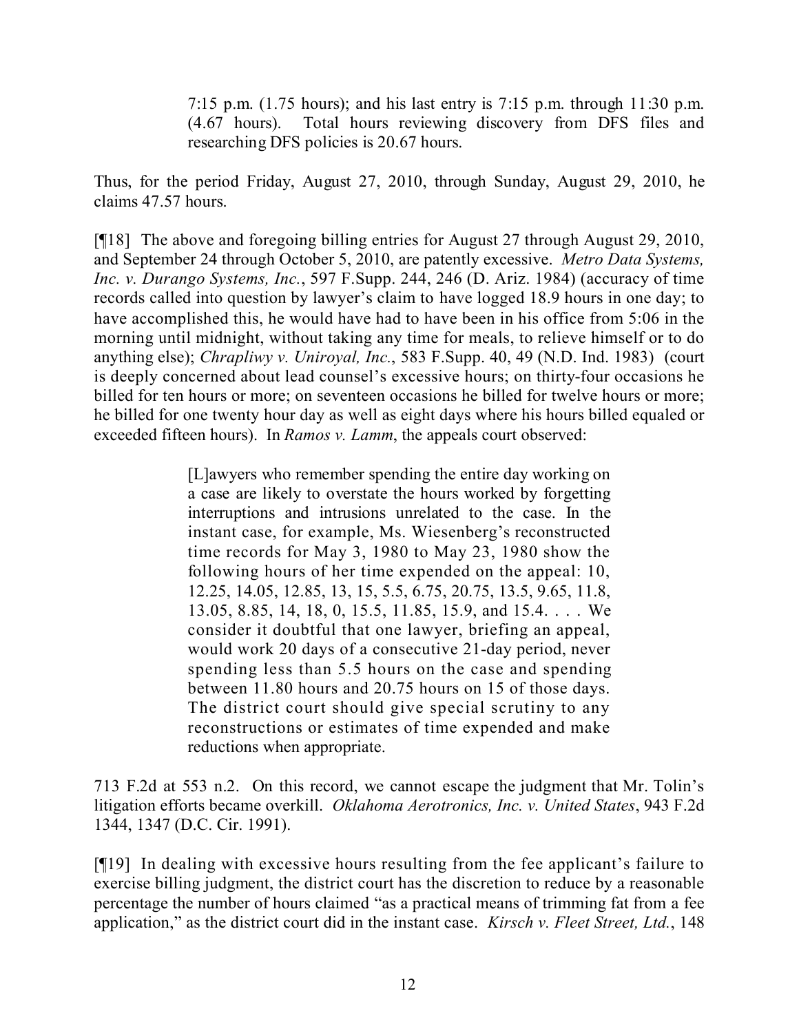7:15 p.m. (1.75 hours); and his last entry is 7:15 p.m. through 11:30 p.m. (4.67 hours). Total hours reviewing discovery from DFS files and researching DFS policies is 20.67 hours.

Thus, for the period Friday, August 27, 2010, through Sunday, August 29, 2010, he claims 47.57 hours.

[¶18] The above and foregoing billing entries for August 27 through August 29, 2010, and September 24 through October 5, 2010, are patently excessive. *Metro Data Systems, Inc. v. Durango Systems, Inc.*, 597 F.Supp. 244, 246 (D. Ariz. 1984) (accuracy of time records called into question by lawyer's claim to have logged 18.9 hours in one day; to have accomplished this, he would have had to have been in his office from 5:06 in the morning until midnight, without taking any time for meals, to relieve himself or to do anything else); *Chrapliwy v. Uniroyal, Inc.*, 583 F.Supp. 40, 49 (N.D. Ind. 1983) (court is deeply concerned about lead counsel's excessive hours; on thirty-four occasions he billed for ten hours or more; on seventeen occasions he billed for twelve hours or more; he billed for one twenty hour day as well as eight days where his hours billed equaled or exceeded fifteen hours). In *Ramos v. Lamm*, the appeals court observed:

> [L]awyers who remember spending the entire day working on a case are likely to overstate the hours worked by forgetting interruptions and intrusions unrelated to the case. In the instant case, for example, Ms. Wiesenberg's reconstructed time records for May 3, 1980 to May 23, 1980 show the following hours of her time expended on the appeal: 10, 12.25, 14.05, 12.85, 13, 15, 5.5, 6.75, 20.75, 13.5, 9.65, 11.8, 13.05, 8.85, 14, 18, 0, 15.5, 11.85, 15.9, and 15.4. . . . We consider it doubtful that one lawyer, briefing an appeal, would work 20 days of a consecutive 21-day period, never spending less than 5.5 hours on the case and spending between 11.80 hours and 20.75 hours on 15 of those days. The district court should give special scrutiny to any reconstructions or estimates of time expended and make reductions when appropriate.

713 F.2d at 553 n.2. On this record, we cannot escape the judgment that Mr. Tolin's litigation efforts became overkill. *Oklahoma Aerotronics, Inc. v. United States*, 943 F.2d 1344, 1347 (D.C. Cir. 1991).

[¶19] In dealing with excessive hours resulting from the fee applicant's failure to exercise billing judgment, the district court has the discretion to reduce by a reasonable percentage the number of hours claimed "as a practical means of trimming fat from a fee application," as the district court did in the instant case. *Kirsch v. Fleet Street, Ltd.*, 148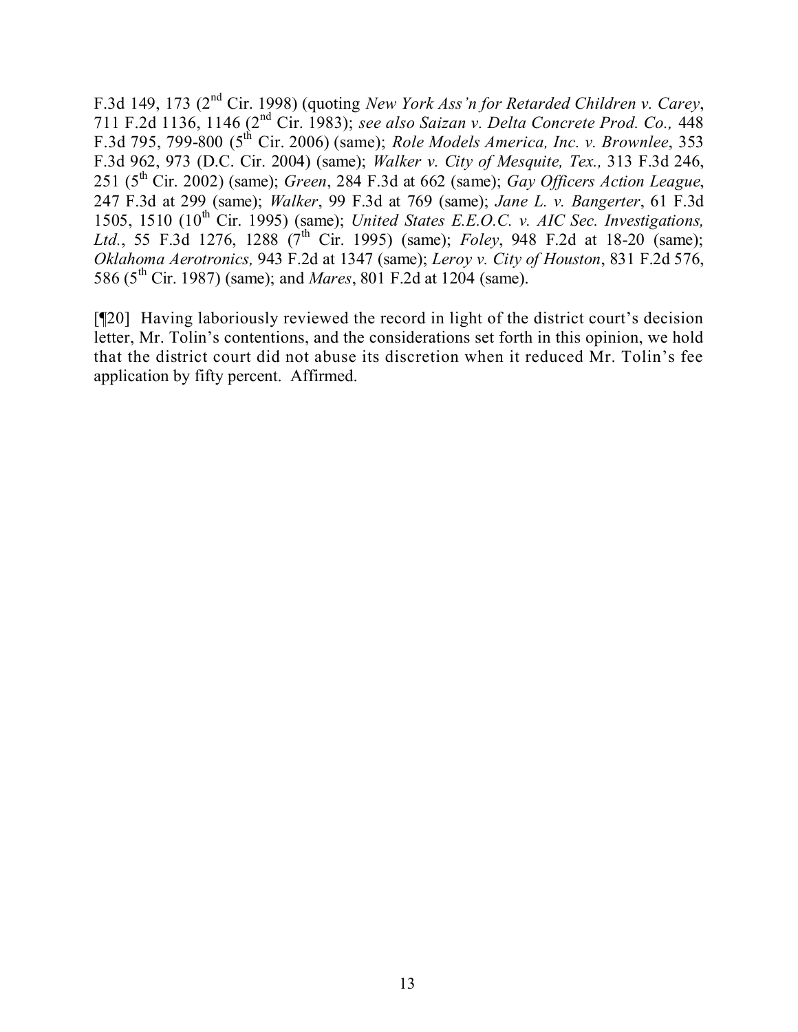F.3d 149, 173 (2nd Cir. 1998) (quoting *New York Ass'n for Retarded Children v. Carey*, 711 F.2d 1136, 1146 (2nd Cir. 1983); *see also Saizan v. Delta Concrete Prod. Co.,* 448 F.3d 795, 799-800 (5th Cir. 2006) (same); *Role Models America, Inc. v. Brownlee*, 353 F.3d 962, 973 (D.C. Cir. 2004) (same); *Walker v. City of Mesquite, Tex.,* 313 F.3d 246, 251 (5th Cir. 2002) (same); *Green*, 284 F.3d at 662 (same); *Gay Officers Action League*, 247 F.3d at 299 (same); *Walker*, 99 F.3d at 769 (same); *Jane L. v. Bangerter*, 61 F.3d 1505, 1510 (10th Cir. 1995) (same); *United States E.E.O.C. v. AIC Sec. Investigations, Ltd.*, 55 F.3d 1276, 1288 (7th Cir. 1995) (same); *Foley*, 948 F.2d at 18-20 (same); *Oklahoma Aerotronics,* 943 F.2d at 1347 (same); *Leroy v. City of Houston*, 831 F.2d 576, 586 (5th Cir. 1987) (same); and *Mares*, 801 F.2d at 1204 (same).

[¶20] Having laboriously reviewed the record in light of the district court's decision letter, Mr. Tolin's contentions, and the considerations set forth in this opinion, we hold that the district court did not abuse its discretion when it reduced Mr. Tolin's fee application by fifty percent. Affirmed.